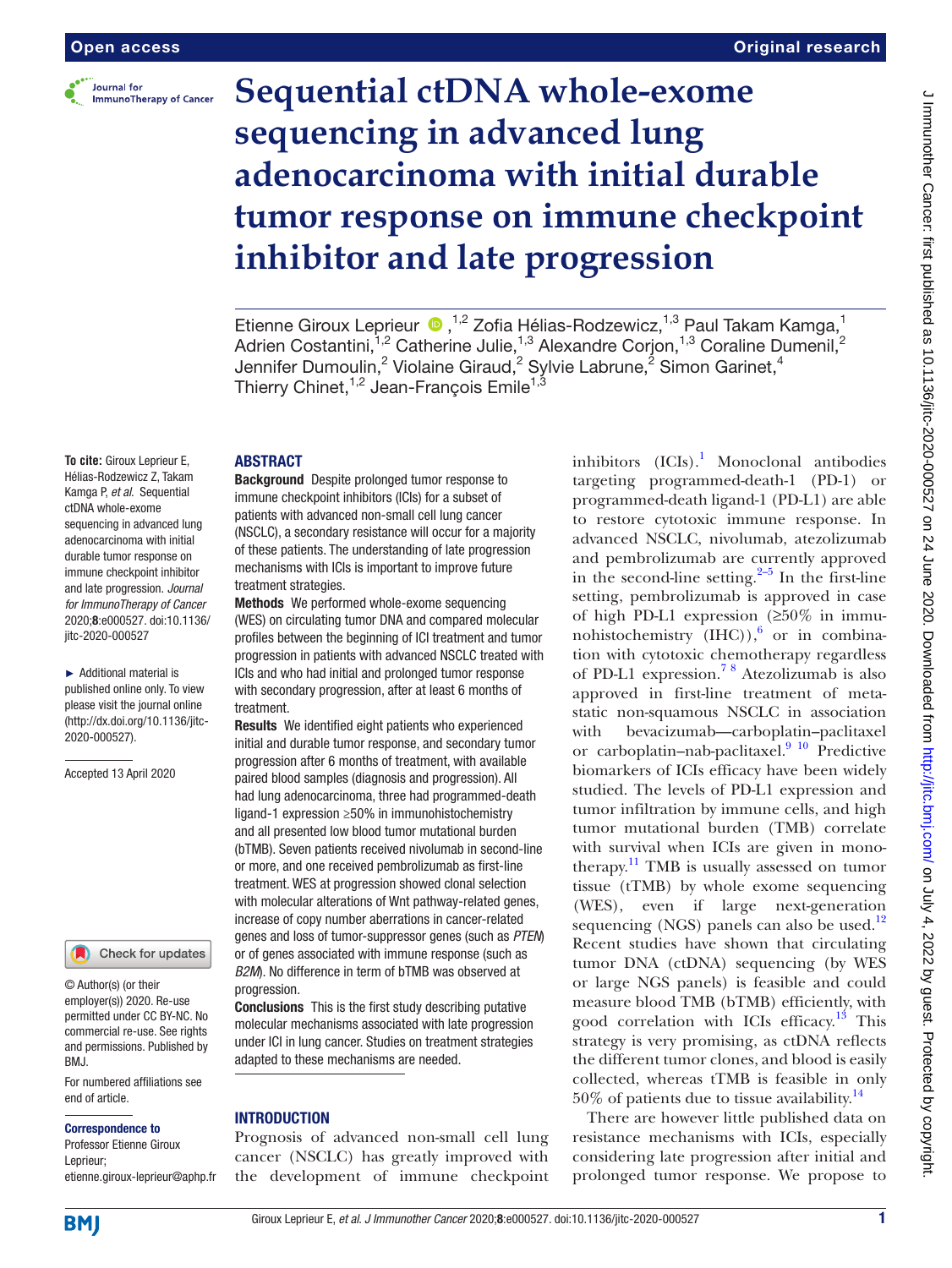# Sequential ctDNA whole-exome sequencing in advanced lung adenocarcinoma with initial durable tumor response on immune checkpoint inhibitor and late progression

Etienne Giroux Leprieur [1,2] Zofia Hélias-Rodzewicz,[1,3] Paul Takam Kamga,[1] Adrien Costantini,[1,2] Catherine Julie,[1,3] Alexandre Corjon,[1,3] Coraline Dumenil,[2] Jennifer Dumoulin,[2] Violaine Giraud,[2] Sylvie Labrune,[2] Simon Garinet,[4] Thierry Chinet,[1,2] Jean-François Emile[1,3]

**To cite:** Giroux Leprieur E, Hélias-Rodzewicz Z, Takam Kamga P, *et al*. Sequential ctDNA whole-exome sequencing in advanced lung adenocarcinoma with initial durable tumor response on immune checkpoint inhibitor and late progression. *Journal for ImmunoTherapy of Cancer* 2020;**8**:e000527. doi:10.1136/jitc-2020-000527

► Additional material is published online only. To view please visit the journal online (http://dx.doi.org/10.1136/jitc-2020-000527).

Accepted 13 April 2020

© Author(s) (or their employer(s)) 2020. Re-use permitted under CC BY-NC. No commercial re-use. See rights and permissions. Published by BMJ.

For numbered affiliations see end of article.

**Correspondence to**
Professor Etienne Giroux Leprieur;
etienne.giroux-leprieur@aphp.fr

## ABSTRACT

**Background** Despite prolonged tumor response to immune checkpoint inhibitors (ICIs) for a subset of patients with advanced non-small cell lung cancer (NSCLC), a secondary resistance will occur for a majority of these patients. The understanding of late progression mechanisms with ICIs is important to improve future treatment strategies.

**Methods** We performed whole-exome sequencing (WES) on circulating tumor DNA and compared molecular profiles between the beginning of ICI treatment and tumor progression in patients with advanced NSCLC treated with ICIs and who had initial and prolonged tumor response with secondary progression, after at least 6 months of treatment.

**Results** We identified eight patients who experienced initial and durable tumor response, and secondary tumor progression after 6 months of treatment, with available paired blood samples (diagnosis and progression). All had lung adenocarcinoma, three had programmed-death ligand-1 expression ≥50% in immunohistochemistry and all presented low blood tumor mutational burden (bTMB). Seven patients received nivolumab in second-line or more, and one received pembrolizumab as first-line treatment. WES at progression showed clonal selection with molecular alterations of Wnt pathway-related genes, increase of copy number aberrations in cancer-related genes and loss of tumor-suppressor genes (such as *PTEN*) or of genes associated with immune response (such as *B2M*). No difference in term of bTMB was observed at progression.

**Conclusions** This is the first study describing putative molecular mechanisms associated with late progression under ICI in lung cancer. Studies on treatment strategies adapted to these mechanisms are needed.

## INTRODUCTION

Prognosis of advanced non-small cell lung cancer (NSCLC) has greatly improved with the development of immune checkpoint inhibitors (ICIs).[1] Monoclonal antibodies targeting programmed-death-1 (PD-1) or programmed-death ligand-1 (PD-L1) are able to restore cytotoxic immune response. In advanced NSCLC, nivolumab, atezolizumab and pembrolizumab are currently approved in the second-line setting.[2–5] In the first-line setting, pembrolizumab is approved in case of high PD-L1 expression (≥50% in immunohistochemistry (IHC)),[6] or in combination with cytotoxic chemotherapy regardless of PD-L1 expression.[7 8] Atezolizumab is also approved in first-line treatment of metastatic non-squamous NSCLC in association with bevacizumab—carboplatin–paclitaxel or carboplatin–nab-paclitaxel.[9 10] Predictive biomarkers of ICIs efficacy have been widely studied. The levels of PD-L1 expression and tumor infiltration by immune cells, and high tumor mutational burden (TMB) correlate with survival when ICIs are given in monotherapy.[11] TMB is usually assessed on tumor tissue (tTMB) by whole exome sequencing (WES), even if large next-generation sequencing (NGS) panels can also be used.[12] Recent studies have shown that circulating tumor DNA (ctDNA) sequencing (by WES or large NGS panels) is feasible and could measure blood TMB (bTMB) efficiently, with good correlation with ICIs efficacy.[13] This strategy is very promising, as ctDNA reflects the different tumor clones, and blood is easily collected, whereas tTMB is feasible in only 50% of patients due to tissue availability.[14]

There are however little published data on resistance mechanisms with ICIs, especially considering late progression after initial and prolonged tumor response. We propose to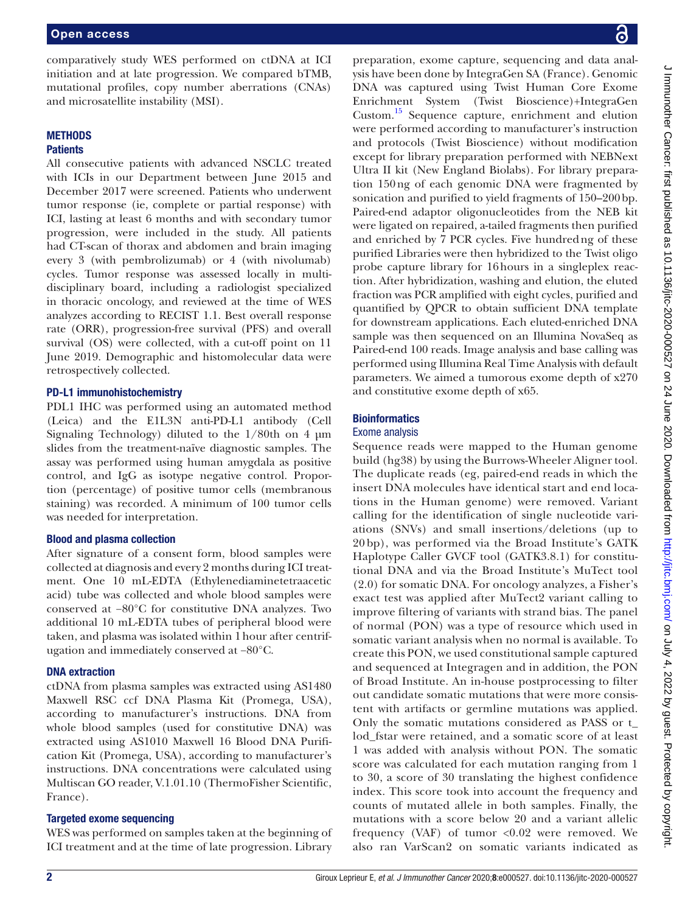comparatively study WES performed on ctDNA at ICI initiation and at late progression. We compared bTMB, mutational profiles, copy number aberrations (CNAs) and microsatellite instability (MSI).

## METHODS

### Patients

All consecutive patients with advanced NSCLC treated with ICIs in our Department between June 2015 and December 2017 were screened. Patients who underwent tumor response (ie, complete or partial response) with ICI, lasting at least 6 months and with secondary tumor progression, were included in the study. All patients had CT-scan of thorax and abdomen and brain imaging every 3 (with pembrolizumab) or 4 (with nivolumab) cycles. Tumor response was assessed locally in multidisciplinary board, including a radiologist specialized in thoracic oncology, and reviewed at the time of WES analyzes according to RECIST 1.1. Best overall response rate (ORR), progression-free survival (PFS) and overall survival (OS) were collected, with a cut-off point on 11 June 2019. Demographic and histomolecular data were retrospectively collected.

### PD-L1 immunohistochemistry

PDL1 IHC was performed using an automated method (Leica) and the E1L3N anti-PD-L1 antibody (Cell Signaling Technology) diluted to the 1/80th on 4 µm slides from the treatment-naïve diagnostic samples. The assay was performed using human amygdala as positive control, and IgG as isotype negative control. Proportion (percentage) of positive tumor cells (membranous staining) was recorded. A minimum of 100 tumor cells was needed for interpretation.

### Blood and plasma collection

After signature of a consent form, blood samples were collected at diagnosis and every 2 months during ICI treatment. One 10 mL-EDTA (Ethylenediaminetetraacetic acid) tube was collected and whole blood samples were conserved at −80°C for constitutive DNA analyzes. Two additional 10 mL-EDTA tubes of peripheral blood were taken, and plasma was isolated within 1 hour after centrifugation and immediately conserved at −80°C.

### DNA extraction

ctDNA from plasma samples was extracted using AS1480 Maxwell RSC ccf DNA Plasma Kit (Promega, USA), according to manufacturer's instructions. DNA from whole blood samples (used for constitutive DNA) was extracted using AS1010 Maxwell 16 Blood DNA Purification Kit (Promega, USA), according to manufacturer's instructions. DNA concentrations were calculated using Multiscan GO reader, V.1.01.10 (ThermoFisher Scientific, France).

### Targeted exome sequencing

WES was performed on samples taken at the beginning of ICI treatment and at the time of late progression. Library preparation, exome capture, sequencing and data analysis have been done by IntegraGen SA (France). Genomic DNA was captured using Twist Human Core Exome Enrichment System (Twist Bioscience)+IntegraGen Custom.[15] Sequence capture, enrichment and elution were performed according to manufacturer's instruction and protocols (Twist Bioscience) without modification except for library preparation performed with NEBNext Ultra II kit (New England Biolabs). For library preparation 150 ng of each genomic DNA were fragmented by sonication and purified to yield fragments of 150–200 bp. Paired-end adaptor oligonucleotides from the NEB kit were ligated on repaired, a-tailed fragments then purified and enriched by 7 PCR cycles. Five hundred ng of these purified Libraries were then hybridized to the Twist oligo probe capture library for 16 hours in a singleplex reaction. After hybridization, washing and elution, the eluted fraction was PCR amplified with eight cycles, purified and quantified by QPCR to obtain sufficient DNA template for downstream applications. Each eluted-enriched DNA sample was then sequenced on an Illumina NovaSeq as Paired-end 100 reads. Image analysis and base calling was performed using Illumina Real Time Analysis with default parameters. We aimed a tumorous exome depth of x270 and constitutive exome depth of x65.

### Bioinformatics

#### Exome analysis

Sequence reads were mapped to the Human genome build (hg38) by using the Burrows-Wheeler Aligner tool. The duplicate reads (eg, paired-end reads in which the insert DNA molecules have identical start and end locations in the Human genome) were removed. Variant calling for the identification of single nucleotide variations (SNVs) and small insertions/deletions (up to 20 bp), was performed via the Broad Institute's GATK Haplotype Caller GVCF tool (GATK3.8.1) for constitutional DNA and via the Broad Institute's MuTect tool (2.0) for somatic DNA. For oncology analyzes, a Fisher's exact test was applied after MuTect2 variant calling to improve filtering of variants with strand bias. The panel of normal (PON) was a type of resource which used in somatic variant analysis when no normal is available. To create this PON, we used constitutional sample captured and sequenced at Integragen and in addition, the PON of Broad Institute. An in-house postprocessing to filter out candidate somatic mutations that were more consistent with artifacts or germline mutations was applied. Only the somatic mutations considered as PASS or t_lod_fstar were retained, and a somatic score of at least 1 was added with analysis without PON. The somatic score was calculated for each mutation ranging from 1 to 30, a score of 30 translating the highest confidence index. This score took into account the frequency and counts of mutated allele in both samples. Finally, the mutations with a score below 20 and a variant allelic frequency (VAF) of tumor <0.02 were removed. We also ran VarScan2 on somatic variants indicated as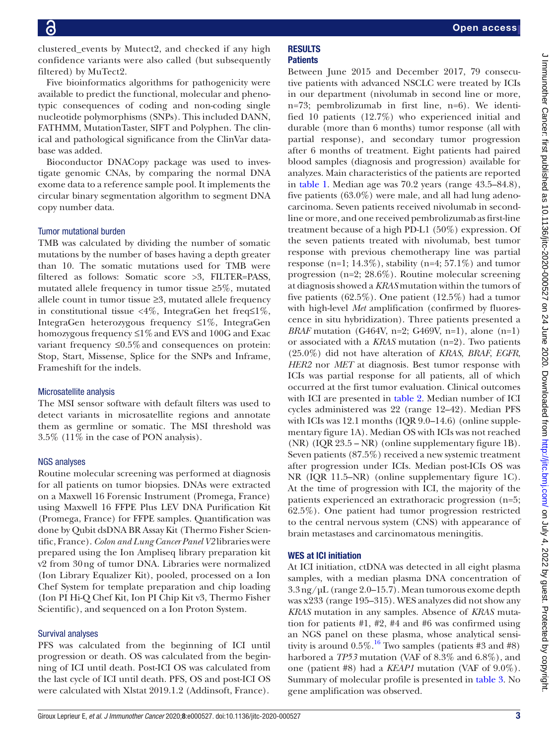clustered_events by Mutect2, and checked if any high confidence variants were also called (but subsequently filtered) by MuTect2.

Five bioinformatics algorithms for pathogenicity were available to predict the functional, molecular and phenotypic consequences of coding and non-coding single nucleotide polymorphisms (SNPs). This included DANN, FATHMM, MutationTaster, SIFT and Polyphen. The clinical and pathological significance from the ClinVar database was added.

Bioconductor DNACopy package was used to investigate genomic CNAs, by comparing the normal DNA exome data to a reference sample pool. It implements the circular binary segmentation algorithm to segment DNA copy number data.

### Tumor mutational burden

TMB was calculated by dividing the number of somatic mutations by the number of bases having a depth greater than 10. The somatic mutations used for TMB were filtered as follows: Somatic score >3, FILTER=PASS, mutated allele frequency in tumor tissue ≥5%, mutated allele count in tumor tissue ≥3, mutated allele frequency in constitutional tissue <4%, IntegraGen het freq≤1%, IntegraGen heterozygous frequency ≤1%, IntegraGen homozygous frequency ≤1% and EVS and 100G and Exac variant frequency ≤0.5% and consequences on protein: Stop, Start, Missense, Splice for the SNPs and Inframe, Frameshift for the indels.

### Microsatellite analysis

The MSI sensor software with default filters was used to detect variants in microsatellite regions and annotate them as germline or somatic. The MSI threshold was 3.5% (11% in the case of PON analysis).

### NGS analyses

Routine molecular screening was performed at diagnosis for all patients on tumor biopsies. DNAs were extracted on a Maxwell 16 Forensic Instrument (Promega, France) using Maxwell 16 FFPE Plus LEV DNA Purification Kit (Promega, France) for FFPE samples. Quantification was done by Qubit dsDNA BR Assay Kit (Thermo Fisher Scientific, France). *Colon and Lung Cancer Panel V2* libraries were prepared using the Ion Ampliseq library preparation kit v2 from 30 ng of tumor DNA. Libraries were normalized (Ion Library Equalizer Kit), pooled, processed on a Ion Chef System for template preparation and chip loading (Ion PI Hi-Q Chef Kit, Ion PI Chip Kit v3, Thermo Fisher Scientific), and sequenced on a Ion Proton System.

### Survival analyses

PFS was calculated from the beginning of ICI until progression or death. OS was calculated from the beginning of ICI until death. Post-ICI OS was calculated from the last cycle of ICI until death. PFS, OS and post-ICI OS were calculated with Xlstat 2019.1.2 (Addinsoft, France).

## RESULTS

### Patients

Between June 2015 and December 2017, 79 consecutive patients with advanced NSCLC were treated by ICIs in our department (nivolumab in second line or more, n=73; pembrolizumab in first line, n=6). We identified 10 patients (12.7%) who experienced initial and durable (more than 6 months) tumor response (all with partial response), and secondary tumor progression after 6 months of treatment. Eight patients had paired blood samples (diagnosis and progression) available for analyzes. Main characteristics of the patients are reported in table 1. Median age was 70.2 years (range 43.5–84.8), five patients (63.0%) were male, and all had lung adenocarcinoma. Seven patients received nivolumab in second-line or more, and one received pembrolizumab as first-line treatment because of a high PD-L1 (50%) expression. Of the seven patients treated with nivolumab, best tumor response with previous chemotherapy line was partial response (n=1; 14.3%), stability (n=4; 57.1%) and tumor progression (n=2; 28.6%). Routine molecular screening at diagnosis showed a *KRAS* mutation within the tumors of five patients (62.5%). One patient (12.5%) had a tumor with high-level *Met* amplification (confirmed by fluorescence in situ hybridization). Three patients presented a *BRAF* mutation (G464V, n=2; G469V, n=1), alone (n=1) or associated with a *KRAS* mutation (n=2). Two patients (25.0%) did not have alteration of *KRAS*, *BRAF*, *EGFR*, *HER2* nor *MET* at diagnosis. Best tumor response with ICIs was partial response for all patients, all of which occurred at the first tumor evaluation. Clinical outcomes with ICI are presented in table 2. Median number of ICI cycles administered was 22 (range 12–42). Median PFS with ICIs was 12.1 months (IQR 9.0–14.6) (online supplementary figure 1A). Median OS with ICIs was not reached (NR) (IQR 23.5 – NR) (online supplementary figure 1B). Seven patients (87.5%) received a new systemic treatment after progression under ICIs. Median post-ICIs OS was NR (IQR 11.5–NR) (online supplementary figure 1C). At the time of progression with ICI, the majority of the patients experienced an extrathoracic progression (n=5; 62.5%). One patient had tumor progression restricted to the central nervous system (CNS) with appearance of brain metastases and carcinomatous meningitis.

### WES at ICI initiation

At ICI initiation, ctDNA was detected in all eight plasma samples, with a median plasma DNA concentration of 3.3 ng/µL (range 2.0–15.7). Mean tumorous exome depth was x233 (range 195–315). WES analyzes did not show any *KRAS* mutation in any samples. Absence of *KRAS* mutation for patients #1, #2, #4 and #6 was confirmed using an NGS panel on these plasma, whose analytical sensitivity is around 0.5%.[16] Two samples (patients #3 and #8) harbored a *TP53* mutation (VAF of 8.3% and 6.8%), and one (patient #8) had a *KEAP1* mutation (VAF of 9.0%). Summary of molecular profile is presented in table 3. No gene amplification was observed.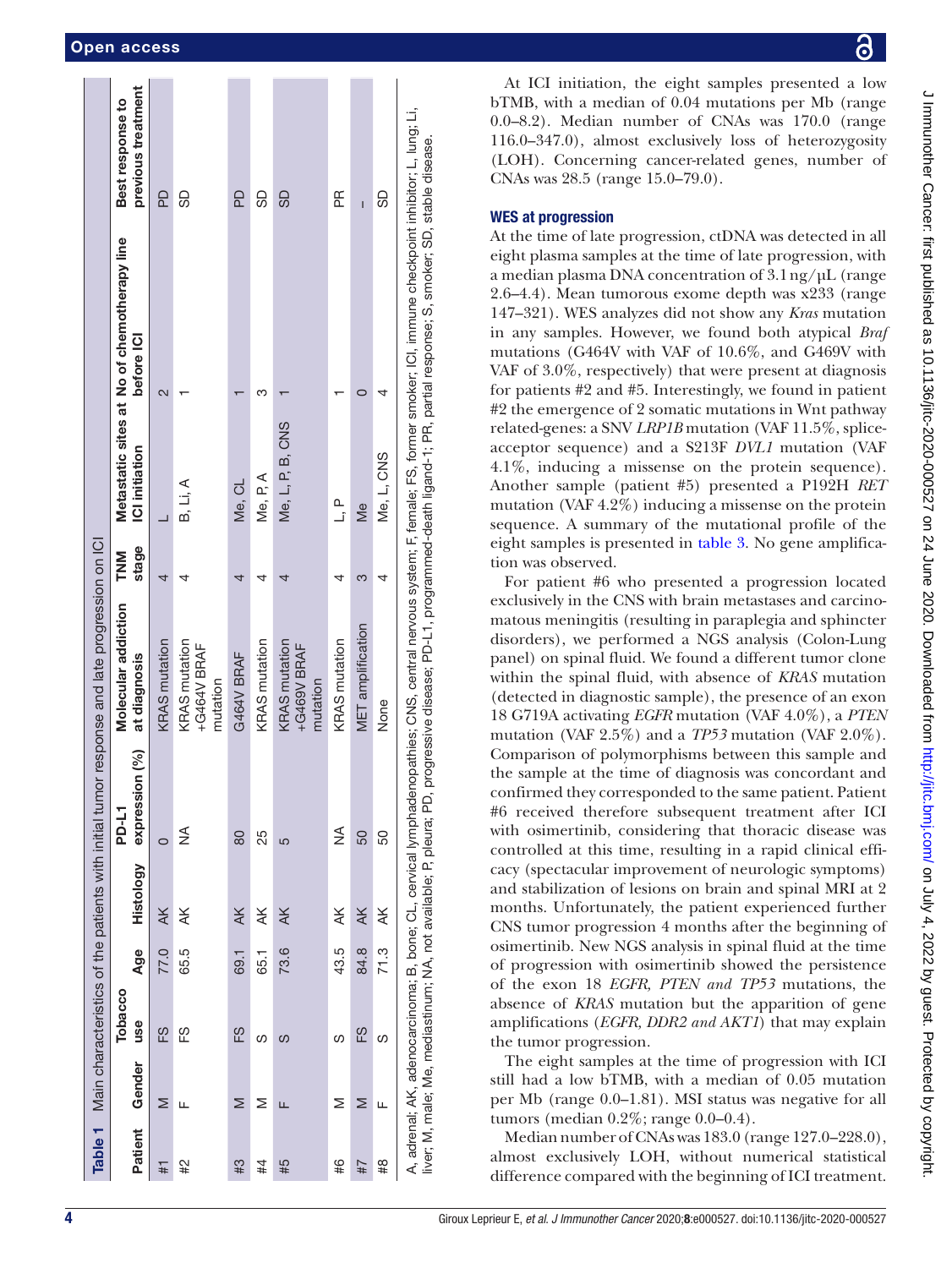**Table 1** Main characteristics of the patients with initial tumor response and late progression on ICI

| Patient | Gender | Tobacco use | Age | Histology | PD-L1 expression (%) | Molecular addiction at diagnosis | TNM stage | Metastatic sites at ICI initiation | No of chemotherapy line before ICI | Best response to previous treatment |
|---|---|---|---|---|---|---|---|---|---|---|
| #1 | M | FS | 77.0 | AK | 0 | KRAS mutation | 4 | L | 2 | PD |
| #2 | F | FS | 65.5 | AK | NA | KRAS mutation +G464V BRAF mutation | 4 | B, Li, A | 1 | SD |
| #3 | M | FS | 69.1 | AK | 80 | G464V BRAF | 4 | Me, CL | 1 | PD |
| #4 | M | S | 65.1 | AK | 25 | KRAS mutation | 4 | Me, P, A | 3 | SD |
| #5 | F | S | 73.6 | AK | 5 | KRAS mutation +G469V BRAF mutation | 4 | Me, L, P, B, CNS | 1 | SD |
| #6 | M | S | 43.5 | AK | NA | KRAS mutation | 4 | L, P | 1 | PR |
| #7 | M | FS | 84.8 | AK | 50 | MET amplification | 3 | Me | 0 | – |
| #8 | F | S | 71.3 | AK | 50 | None | 4 | Me, L, CNS | 4 | SD |

A, adrenal; AK, adenocarcinoma; B, bone; CL, cervical lymphadenopathies; CNS, central nervous system; F, female; FS, former smoker; ICI, immune checkpoint inhibitor; L, lung; Li, liver; M, male; Me, mediastinum; NA, not available; P, pleura; PD, progressive disease; PD-L1, programmed-death ligand-1; PR, partial response; S, smoker; SD, stable disease.

At ICI initiation, the eight samples presented a low bTMB, with a median of 0.04 mutations per Mb (range 0.0–8.2). Median number of CNAs was 170.0 (range 116.0–347.0), almost exclusively loss of heterozygosity (LOH). Concerning cancer-related genes, number of CNAs was 28.5 (range 15.0–79.0).

## WES at progression

At the time of late progression, ctDNA was detected in all eight plasma samples at the time of late progression, with a median plasma DNA concentration of 3.1 ng/µL (range 2.6–4.4). Mean tumorous exome depth was x233 (range 147–321). WES analyzes did not show any *Kras* mutation in any samples. However, we found both atypical *Braf* mutations (G464V with VAF of 10.6%, and G469V with VAF of 3.0%, respectively) that were present at diagnosis for patients #2 and #5. Interestingly, we found in patient #2 the emergence of 2 somatic mutations in Wnt pathway related-genes: a SNV *LRP1B* mutation (VAF 11.5%, splice-acceptor sequence) and a S213F *DVL1* mutation (VAF 4.1%, inducing a missense on the protein sequence). Another sample (patient #5) presented a P192H *RET* mutation (VAF 4.2%) inducing a missense on the protein sequence. A summary of the mutational profile of the eight samples is presented in table 3. No gene amplification was observed.

For patient #6 who presented a progression located exclusively in the CNS with brain metastases and carcinomatous meningitis (resulting in paraplegia and sphincter disorders), we performed a NGS analysis (Colon-Lung panel) on spinal fluid. We found a different tumor clone within the spinal fluid, with absence of *KRAS* mutation (detected in diagnostic sample), the presence of an exon 18 G719A activating *EGFR* mutation (VAF 4.0%), a *PTEN* mutation (VAF 2.5%) and a *TP53* mutation (VAF 2.0%). Comparison of polymorphisms between this sample and the sample at the time of diagnosis was concordant and confirmed they corresponded to the same patient. Patient #6 received therefore subsequent treatment after ICI with osimertinib, considering that thoracic disease was controlled at this time, resulting in a rapid clinical efficacy (spectacular improvement of neurologic symptoms) and stabilization of lesions on brain and spinal MRI at 2 months. Unfortunately, the patient experienced further CNS tumor progression 4 months after the beginning of osimertinib. New NGS analysis in spinal fluid at the time of progression with osimertinib showed the persistence of the exon 18 *EGFR*, *PTEN and TP53* mutations, the absence of *KRAS* mutation but the apparition of gene amplifications (*EGFR*, *DDR2 and AKT1*) that may explain the tumor progression.

The eight samples at the time of progression with ICI still had a low bTMB, with a median of 0.05 mutation per Mb (range 0.0–1.81). MSI status was negative for all tumors (median 0.2%; range 0.0–0.4).

Median number of CNAs was 183.0 (range 127.0–228.0), almost exclusively LOH, without numerical statistical difference compared with the beginning of ICI treatment.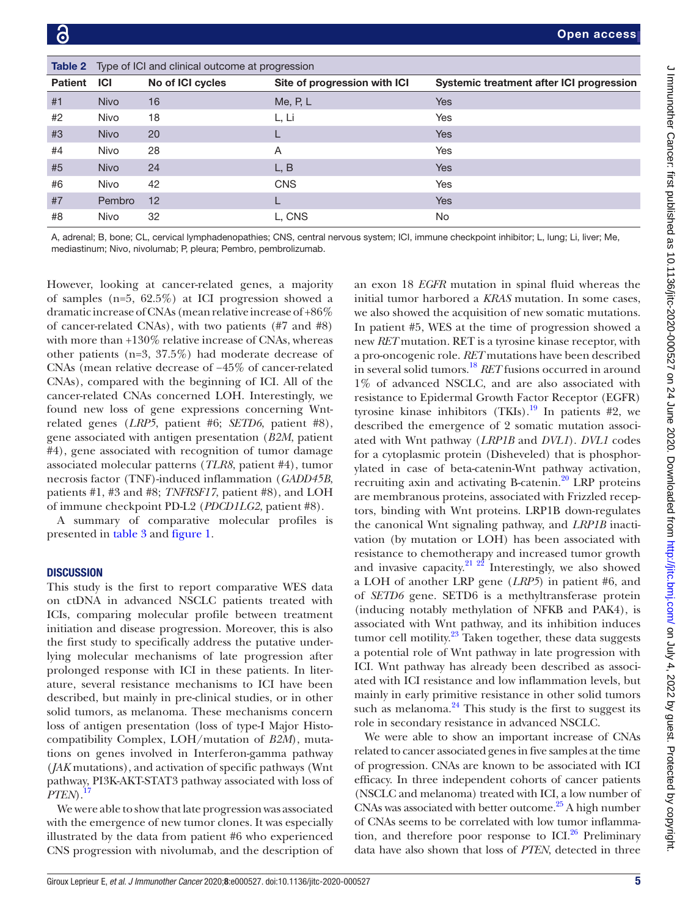**Table 2** Type of ICI and clinical outcome at progression

| Patient | ICI | No of ICI cycles | Site of progression with ICI | Systemic treatment after ICI progression |
|---|---|---|---|---|
| #1 | Nivo | 16 | Me, P, L | Yes |
| #2 | Nivo | 18 | L, Li | Yes |
| #3 | Nivo | 20 | L | Yes |
| #4 | Nivo | 28 | A | Yes |
| #5 | Nivo | 24 | L, B | Yes |
| #6 | Nivo | 42 | CNS | Yes |
| #7 | Pembro | 12 | L | Yes |
| #8 | Nivo | 32 | L, CNS | No |

A, adrenal; B, bone; CL, cervical lymphadenopathies; CNS, central nervous system; ICI, immune checkpoint inhibitor; L, lung; Li, liver; Me, mediastinum; Nivo, nivolumab; P, pleura; Pembro, pembrolizumab.

However, looking at cancer-related genes, a majority of samples (n=5, 62.5%) at ICI progression showed a dramatic increase of CNAs (mean relative increase of +86% of cancer-related CNAs), with two patients (#7 and #8) with more than +130% relative increase of CNAs, whereas other patients (n=3, 37.5%) had moderate decrease of CNAs (mean relative decrease of −45% of cancer-related CNAs), compared with the beginning of ICI. All of the cancer-related CNAs concerned LOH. Interestingly, we found new loss of gene expressions concerning Wnt-related genes (*LRP5*, patient #6; *SETD6*, patient #8), gene associated with antigen presentation (*B2M*, patient #4), gene associated with recognition of tumor damage associated molecular patterns (*TLR8*, patient #4), tumor necrosis factor (TNF)-induced inflammation (*GADD45B*, patients #1, #3 and #8; *TNFRSF17*, patient #8), and LOH of immune checkpoint PD-L2 (*PDCD1LG2*, patient #8).

A summary of comparative molecular profiles is presented in table 3 and figure 1.

## DISCUSSION

This study is the first to report comparative WES data on ctDNA in advanced NSCLC patients treated with ICIs, comparing molecular profile between treatment initiation and disease progression. Moreover, this is also the first study to specifically address the putative underlying molecular mechanisms of late progression after prolonged response with ICI in these patients. In literature, several resistance mechanisms to ICI have been described, but mainly in pre-clinical studies, or in other solid tumors, as melanoma. These mechanisms concern loss of antigen presentation (loss of type-I Major Histocompatibility Complex, LOH/mutation of *B2M*), mutations on genes involved in Interferon-gamma pathway (*JAK* mutations), and activation of specific pathways (Wnt pathway, PI3K-AKT-STAT3 pathway associated with loss of *PTEN*).[17]

We were able to show that late progression was associated with the emergence of new tumor clones. It was especially illustrated by the data from patient #6 who experienced CNS progression with nivolumab, and the description of an exon 18 *EGFR* mutation in spinal fluid whereas the initial tumor harbored a *KRAS* mutation. In some cases, we also showed the acquisition of new somatic mutations. In patient #5, WES at the time of progression showed a new *RET* mutation. RET is a tyrosine kinase receptor, with a pro-oncogenic role. *RET* mutations have been described in several solid tumors.[18] *RET* fusions occurred in around 1% of advanced NSCLC, and are also associated with resistance to Epidermal Growth Factor Receptor (EGFR) tyrosine kinase inhibitors (TKIs).[19] In patients #2, we described the emergence of 2 somatic mutation associated with Wnt pathway (*LRP1B* and *DVL1*). *DVL1* codes for a cytoplasmic protein (Disheveled) that is phosphorylated in case of beta-catenin-Wnt pathway activation, recruiting axin and activating B-catenin.[20] LRP proteins are membranous proteins, associated with Frizzled receptors, binding with Wnt proteins. LRP1B down-regulates the canonical Wnt signaling pathway, and *LRP1B* inactivation (by mutation or LOH) has been associated with resistance to chemotherapy and increased tumor growth and invasive capacity.[21 22] Interestingly, we also showed a LOH of another LRP gene (*LRP5*) in patient #6, and of *SETD6* gene. SETD6 is a methyltransferase protein (inducing notably methylation of NFKB and PAK4), is associated with Wnt pathway, and its inhibition induces tumor cell motility.[23] Taken together, these data suggests a potential role of Wnt pathway in late progression with ICI. Wnt pathway has already been described as associated with ICI resistance and low inflammation levels, but mainly in early primitive resistance in other solid tumors such as melanoma.[24] This study is the first to suggest its role in secondary resistance in advanced NSCLC.

We were able to show an important increase of CNAs related to cancer associated genes in five samples at the time of progression. CNAs are known to be associated with ICI efficacy. In three independent cohorts of cancer patients (NSCLC and melanoma) treated with ICI, a low number of CNAs was associated with better outcome.[25] A high number of CNAs seems to be correlated with low tumor inflammation, and therefore poor response to ICI.[26] Preliminary data have also shown that loss of *PTEN*, detected in three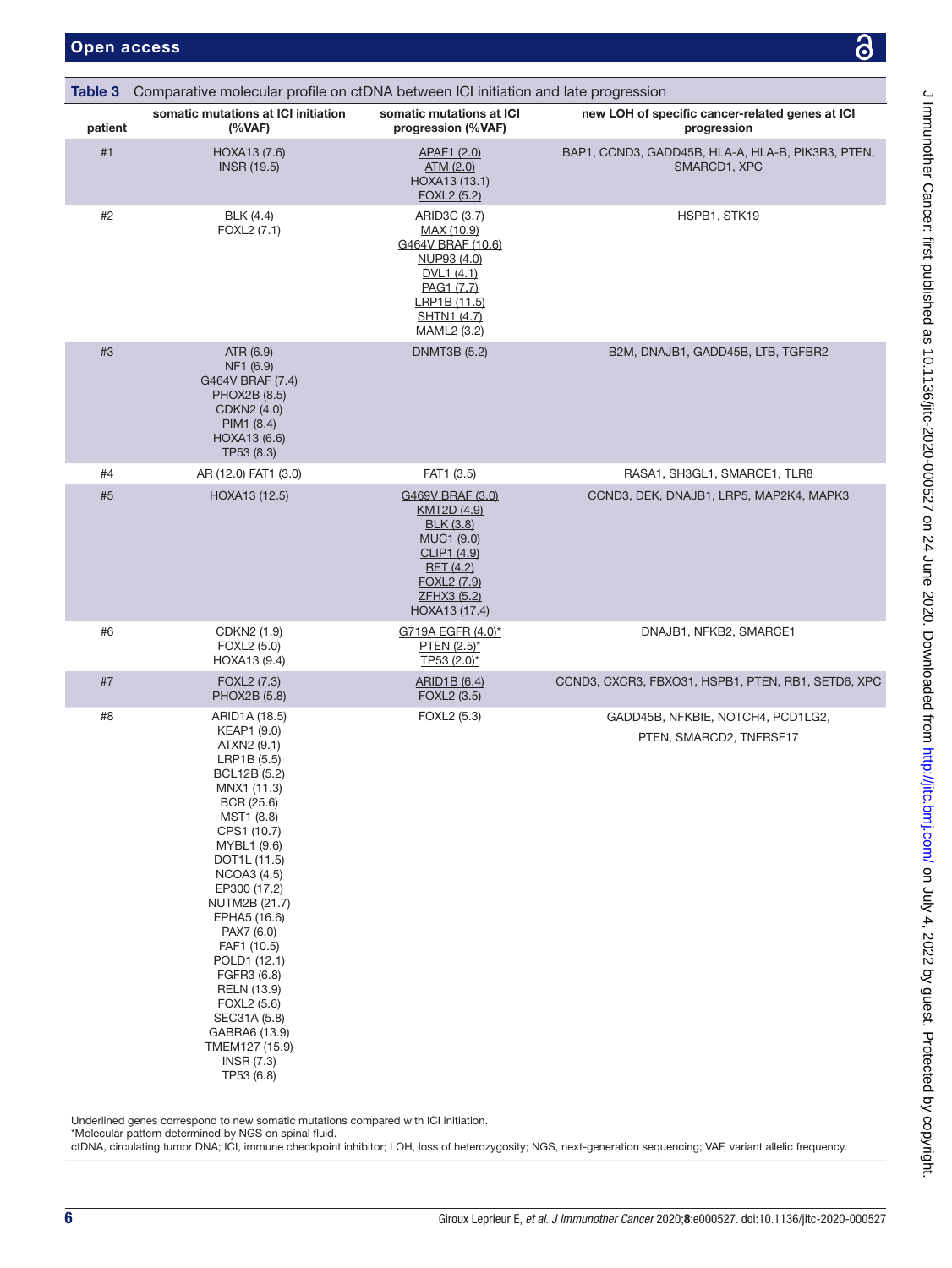**Table 3** Comparative molecular profile on ctDNA between ICI initiation and late progression

| patient | somatic mutations at ICI initiation (%VAF) | somatic mutations at ICI progression (%VAF) | new LOH of specific cancer-related genes at ICI progression |
|---|---|---|---|
| #1 | HOXA13 (7.6)<br>INSR (19.5) | APAF1 (2.0)<br>ATM (2.0)<br>HOXA13 (13.1)<br>FOXL2 (5.2) | BAP1, CCND3, GADD45B, HLA-A, HLA-B, PIK3R3, PTEN, SMARCD1, XPC |
| #2 | BLK (4.4)<br>FOXL2 (7.1) | ARID3C (3.7)<br>MAX (10.9)<br>G464V BRAF (10.6)<br>NUP93 (4.0)<br>DVL1 (4.1)<br>PAG1 (7.7)<br>LRP1B (11.5)<br>SHTN1 (4.7)<br>MAML2 (3.2) | HSPB1, STK19 |
| #3 | ATR (6.9)<br>NF1 (6.9)<br>G464V BRAF (7.4)<br>PHOX2B (8.5)<br>CDKN2 (4.0)<br>PIM1 (8.4)<br>HOXA13 (6.6)<br>TP53 (8.3) | DNMT3B (5.2) | B2M, DNAJB1, GADD45B, LTB, TGFBR2 |
| #4 | AR (12.0) FAT1 (3.0) | FAT1 (3.5) | RASA1, SH3GL1, SMARCE1, TLR8 |
| #5 | HOXA13 (12.5) | G469V BRAF (3.0)<br>KMT2D (4.9)<br>BLK (3.8)<br>MUC1 (9.0)<br>CLIP1 (4.9)<br>RET (4.2)<br>FOXL2 (7.9)<br>ZFHX3 (5.2)<br>HOXA13 (17.4) | CCND3, DEK, DNAJB1, LRP5, MAP2K4, MAPK3 |
| #6 | CDKN2 (1.9)<br>FOXL2 (5.0)<br>HOXA13 (9.4) | G719A EGFR (4.0)*<br>PTEN (2.5)*<br>TP53 (2.0)* | DNAJB1, NFKB2, SMARCE1 |
| #7 | FOXL2 (7.3)<br>PHOX2B (5.8) | ARID1B (6.4)<br>FOXL2 (3.5) | CCND3, CXCR3, FBXO31, HSPB1, PTEN, RB1, SETD6, XPC |
| #8 | ARID1A (18.5)<br>KEAP1 (9.0)<br>ATXN2 (9.1)<br>LRP1B (5.5)<br>BCL12B (5.2)<br>MNX1 (11.3)<br>BCR (25.6)<br>MST1 (8.8)<br>CPS1 (10.7)<br>MYBL1 (9.6)<br>DOT1L (11.5)<br>NCOA3 (4.5)<br>EP300 (17.2)<br>NUTM2B (21.7)<br>EPHA5 (16.6)<br>PAX7 (6.0)<br>FAF1 (10.5)<br>POLD1 (12.1)<br>FGFR3 (6.8)<br>RELN (13.9)<br>FOXL2 (5.6)<br>SEC31A (5.8)<br>GABRA6 (13.9)<br>TMEM127 (15.9)<br>INSR (7.3)<br>TP53 (6.8) | FOXL2 (5.3) | GADD45B, NFKBIE, NOTCH4, PCD1LG2, PTEN, SMARCD2, TNFRSF17 |

Underlined genes correspond to new somatic mutations compared with ICI initiation.
*Molecular pattern determined by NGS on spinal fluid.
ctDNA, circulating tumor DNA; ICI, immune checkpoint inhibitor; LOH, loss of heterozygosity; NGS, next-generation sequencing; VAF, variant allelic frequency.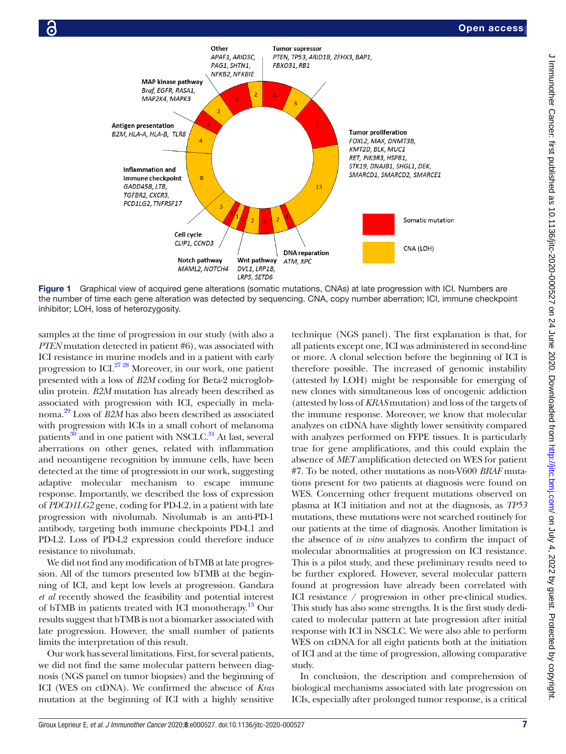Figure 1 Graphical view of acquired gene alterations (somatic mutations, CNAs) at late progression with ICI. Numbers are the number of time each gene alteration was detected by sequencing. CNA, copy number aberration; ICI, immune checkpoint inhibitor; LOH, loss of heterozygosity.

samples at the time of progression in our study (with also a *PTEN* mutation detected in patient #6), was associated with ICI resistance in murine models and in a patient with early progression to ICI.[27 28] Moreover, in our work, one patient presented with a loss of *B2M* coding for Beta-2 microglobulin protein. *B2M* mutation has already been described as associated with progression with ICI, especially in melanoma.[29] Loss of *B2M* has also been described as associated with progression with ICIs in a small cohort of melanoma patients[30] and in one patient with NSCLC.[31] At last, several aberrations on other genes, related with inflammation and neoantigene recognition by immune cells, have been detected at the time of progression in our work, suggesting adaptive molecular mechanism to escape immune response. Importantly, we described the loss of expression of *PDCD1LG2* gene, coding for PD-L2, in a patient with late progression with nivolumab. Nivolumab is an anti-PD-1 antibody, targeting both immune checkpoints PD-L1 and PD-L2. Loss of PD-L2 expression could therefore induce resistance to nivolumab.

We did not find any modification of bTMB at late progression. All of the tumors presented low bTMB at the beginning of ICI, and kept low levels at progression. Gandara *et al* recently showed the feasibility and potential interest of bTMB in patients treated with ICI monotherapy.[13] Our results suggest that bTMB is not a biomarker associated with late progression. However, the small number of patients limits the interpretation of this result.

Our work has several limitations. First, for several patients, we did not find the same molecular pattern between diagnosis (NGS panel on tumor biopsies) and the beginning of ICI (WES on ctDNA). We confirmed the absence of *Kras* mutation at the beginning of ICI with a highly sensitive technique (NGS panel). The first explanation is that, for all patients except one, ICI was administered in second-line or more. A clonal selection before the beginning of ICI is therefore possible. The increased of genomic instability (attested by LOH) might be responsible for emerging of new clones with simultaneous loss of oncogenic addiction (attested by loss of *KRAS* mutation) and loss of the targets of the immune response. Moreover, we know that molecular analyzes on ctDNA have slightly lower sensitivity compared with analyzes performed on FFPE tissues. It is particularly true for gene amplifications, and this could explain the absence of *MET* amplification detected on WES for patient #7. To be noted, other mutations as non-V600 *BRAF* mutations present for two patients at diagnosis were found on WES. Concerning other frequent mutations observed on plasma at ICI initiation and not at the diagnosis, as *TP53* mutations, these mutations were not searched routinely for our patients at the time of diagnosis. Another limitation is the absence of *in vitro* analyzes to confirm the impact of molecular abnormalities at progression on ICI resistance. This is a pilot study, and these preliminary results need to be further explored. However, several molecular pattern found at progression have already been correlated with ICI resistance / progression in other pre-clinical studies. This study has also some strengths. It is the first study dedicated to molecular pattern at late progression after initial response with ICI in NSCLC. We were also able to perform WES on ctDNA for all eight patients both at the initiation of ICI and at the time of progression, allowing comparative study.

In conclusion, the description and comprehension of biological mechanisms associated with late progression on ICIs, especially after prolonged tumor response, is a critical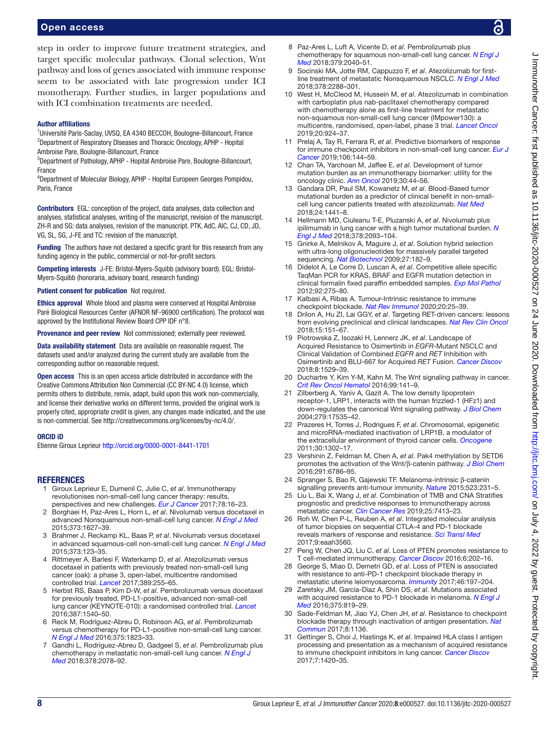step in order to improve future treatment strategies, and target specific molecular pathways. Clonal selection, Wnt pathway and loss of genes associated with immune response seem to be associated with late progression under ICI monotherapy. Further studies, in larger populations and with ICI combination treatments are needed.

**Author affiliations**

[1]Université Paris-Saclay, UVSQ, EA 4340 BECCOH, Boulogne-Billancourt, France
[2]Department of Respiratory DIseases and Thoracic Oncology, APHP - Hopital Ambroise Pare, Boulogne-Billancourt, France
[3]Department of Pathology, APHP - Hopital Ambroise Pare, Boulogne-Billancourt, France
[4]Department of Molecular Biology, APHP - Hopital Europeen Georges Pompidou, Paris, France

**Contributors** EGL: conception of the project, data analyses, data collection and analyses, statistical analyses, writing of the manuscript, revision of the manuscript. ZH-R and SG: data analyses, revision of the manuscript. PTK, AdC, AlC, CJ, CD, JD, VG, SL, SG, J-FE and TC: revision of the manuscript.

**Funding** The authors have not declared a specific grant for this research from any funding agency in the public, commercial or not-for-profit sectors.

**Competing interests** J-FE: Bristol-Myers-Squibb (advisory board). EGL: Bristol-Myers-Squibb (honoraria, advisory board, research funding)

**Patient consent for publication** Not required.

**Ethics approval** Whole blood and plasma were conserved at Hospital Ambroise Paré Biological Resources Center (AFNOR NF-96900 certification). The protocol was approved by the Institutional Review Board CPP IDF n°8.

**Provenance and peer review** Not commissioned; externally peer reviewed.

**Data availability statement** Data are available on reasonable request. The datasets used and/or analyzed during the current study are available from the corresponding author on reasonable request.

**Open access** This is an open access article distributed in accordance with the Creative Commons Attribution Non Commercial (CC BY-NC 4.0) license, which permits others to distribute, remix, adapt, build upon this work non-commercially, and license their derivative works on different terms, provided the original work is properly cited, appropriate credit is given, any changes made indicated, and the use is non-commercial. See http://creativecommons.org/licenses/by-nc/4.0/.

**ORCID iD**

Etienne Giroux Leprieur http://orcid.org/0000-0001-8441-1701

## REFERENCES

1. Giroux Leprieur E, Dumenil C, Julie C, *et al*. Immunotherapy revolutionises non-small-cell lung cancer therapy: results, perspectives and new challenges. *Eur J Cancer* 2017;78:16–23.
2. Borghaei H, Paz-Ares L, Horn L, *et al*. Nivolumab versus docetaxel in advanced Nonsquamous non-small-cell lung cancer. *N Engl J Med* 2015;373:1627–39.
3. Brahmer J, Reckamp KL, Baas P, *et al*. Nivolumab versus docetaxel in advanced squamous-cell non-small-cell lung cancer. *N Engl J Med* 2015;373:123–35.
4. Rittmeyer A, Barlesi F, Waterkamp D, *et al*. Atezolizumab versus docetaxel in patients with previously treated non-small-cell lung cancer (oak): a phase 3, open-label, multicentre randomised controlled trial. *Lancet* 2017;389:255–65.
5. Herbst RS, Baas P, Kim D-W, *et al*. Pembrolizumab versus docetaxel for previously treated, PD-L1-positive, advanced non-small-cell lung cancer (KEYNOTE-010): a randomised controlled trial. *Lancet* 2016;387:1540–50.
6. Reck M, Rodríguez-Abreu D, Robinson AG, *et al*. Pembrolizumab versus chemotherapy for PD-L1-positive non-small-cell lung cancer. *N Engl J Med* 2016;375:1823–33.
7. Gandhi L, Rodríguez-Abreu D, Gadgeel S, *et al*. Pembrolizumab plus chemotherapy in metastatic non-small-cell lung cancer. *N Engl J Med* 2018;378:2078–92.
8. Paz-Ares L, Luft A, Vicente D, *et al*. Pembrolizumab plus chemotherapy for squamous non-small-cell lung cancer. *N Engl J Med* 2018;379:2040–51.
9. Socinski MA, Jotte RM, Cappuzzo F, *et al*. Atezolizumab for first-line treatment of metastatic Nonsquamous NSCLC. *N Engl J Med* 2018;378:2288–301.
10. West H, McCleod M, Hussein M, *et al*. Atezolizumab in combination with carboplatin plus nab-paclitaxel chemotherapy compared with chemotherapy alone as first-line treatment for metastatic non-squamous non-small-cell lung cancer (IMpower130): a multicentre, randomised, open-label, phase 3 trial. *Lancet Oncol* 2019;20:924–37.
11. Prelaj A, Tay R, Ferrara R, *et al*. Predictive biomarkers of response for immune checkpoint inhibitors in non-small-cell lung cancer. *Eur J Cancer* 2019;106:144–59.
12. Chan TA, Yarchoan M, Jaffee E, *et al*. Development of tumor mutation burden as an immunotherapy biomarker: utility for the oncology clinic. *Ann Oncol* 2019;30:44–56.
13. Gandara DR, Paul SM, Kowanetz M, *et al*. Blood-Based tumor mutational burden as a predictor of clinical benefit in non-small-cell lung cancer patients treated with atezolizumab. *Nat Med* 2018;24:1441–8.
14. Hellmann MD, Ciuleanu T-E, Pluzanski A, *et al*. Nivolumab plus ipilimumab in lung cancer with a high tumor mutational burden. *N Engl J Med* 2018;378:2093–104.
15. Gnirke A, Melnikov A, Maguire J, *et al*. Solution hybrid selection with ultra-long oligonucleotides for massively parallel targeted sequencing. *Nat Biotechnol* 2009;27:182–9.
16. Didelot A, Le Corre D, Luscan A, *et al*. Competitive allele specific TaqMan PCR for KRAS, BRAF and EGFR mutation detection in clinical formalin fixed paraffin embedded samples. *Exp Mol Pathol* 2012;92:275–80.
17. Kalbasi A, Ribas A. Tumour-Intrinsic resistance to immune checkpoint blockade. *Nat Rev Immunol* 2020;20:25–39.
18. Drilon A, Hu ZI, Lai GGY, *et al*. Targeting RET-driven cancers: lessons from evolving preclinical and clinical landscapes. *Nat Rev Clin Oncol* 2018;15:151–67.
19. Piotrowska Z, Isozaki H, Lennerz JK, *et al*. Landscape of Acquired Resistance to Osimertinib in *EGFR*-Mutant NSCLC and Clinical Validation of Combined *EGFR* and *RET* Inhibition with Osimertinib and BLU-667 for Acquired *RET* Fusion. *Cancer Discov* 2018;8:1529–39.
20. Duchartre Y, Kim Y-M, Kahn M. The Wnt signaling pathway in cancer. *Crit Rev Oncol Hematol* 2016;99:141–9.
21. Zilberberg A, Yaniv A, Gazit A. The low density lipoprotein receptor-1, LRP1, interacts with the human frizzled-1 (HFz1) and down-regulates the canonical Wnt signaling pathway. *J Biol Chem* 2004;279:17535–42.
22. Prazeres H, Torres J, Rodrigues F, *et al*. Chromosomal, epigenetic and microRNA-mediated inactivation of LRP1B, a modulator of the extracellular environment of thyroid cancer cells. *Oncogene* 2011;30:1302–17.
23. Vershinin Z, Feldman M, Chen A, *et al*. Pak4 methylation by SETD6 promotes the activation of the Wnt/β-catenin pathway. *J Biol Chem* 2016;291:6786–95.
24. Spranger S, Bao R, Gajewski TF. Melanoma-intrinsic β-catenin signalling prevents anti-tumour immunity. *Nature* 2015;523:231–5.
25. Liu L, Bai X, Wang J, *et al*. Combination of TMB and CNA Stratifies prognostic and predictive responses to immunotherapy across metastatic cancer. *Clin Cancer Res* 2019;25:7413–23.
26. Roh W, Chen P-L, Reuben A, *et al*. Integrated molecular analysis of tumor biopsies on sequential CTLA-4 and PD-1 blockade reveals markers of response and resistance. *Sci Transl Med* 2017;9:eaah3560.
27. Peng W, Chen JQ, Liu C, *et al*. Loss of PTEN promotes resistance to T cell-mediated immunotherapy. *Cancer Discov* 2016;6:202–16.
28. George S, Miao D, Demetri GD, *et al*. Loss of PTEN is associated with resistance to anti-PD-1 checkpoint blockade therapy in metastatic uterine leiomyosarcoma. *Immunity* 2017;46:197–204.
29. Zaretsky JM, Garcia-Diaz A, Shin DS, *et al*. Mutations associated with acquired resistance to PD-1 blockade in melanoma. *N Engl J Med* 2016;375:819–29.
30. Sade-Feldman M, Jiao YJ, Chen JH, *et al*. Resistance to checkpoint blockade therapy through inactivation of antigen presentation. *Nat Commun* 2017;8:1136.
31. Gettinger S, Choi J, Hastings K, *et al*. Impaired HLA class I antigen processing and presentation as a mechanism of acquired resistance to immune checkpoint inhibitors in lung cancer. *Cancer Discov* 2017;7:1420–35.